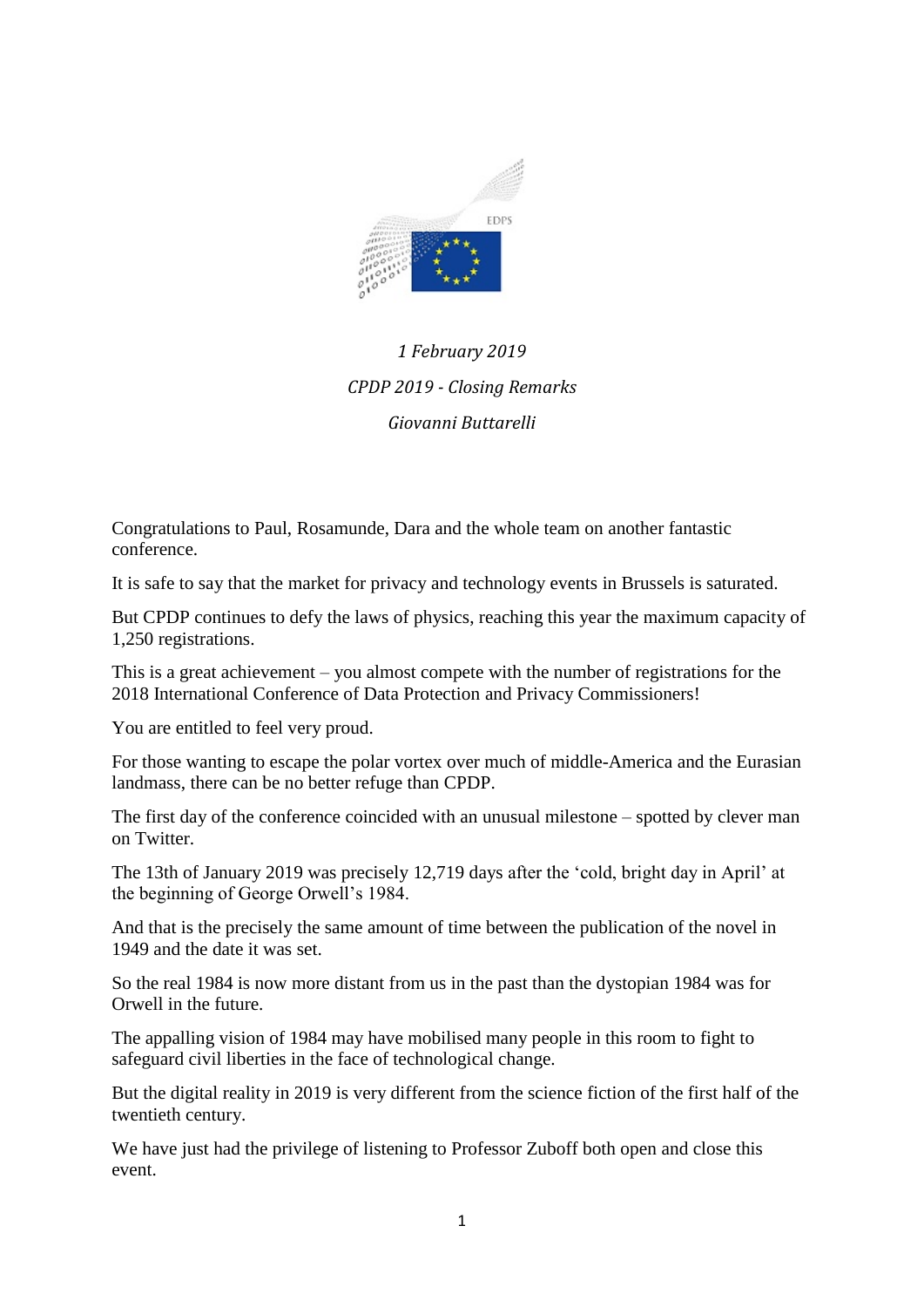*1 February 2019*

*CPDP 2019 - Closing Remarks*

*Giovanni Buttarelli*

Congratulations to Paul, Rosamunde, Dara and the whole team on another fantastic conference.

It is safe to say that the market for privacy and technology events in Brussels is saturated.

But CPDP continues to defy the laws of physics, reaching this year the maximum capacity of 1,250 registrations.

This is a great achievement – you almost compete with the number of registrations for the 2018 International Conference of Data Protection and Privacy Commissioners!

You are entitled to feel very proud.

For those wanting to escape the polar vortex over much of middle-America and the Eurasian landmass, there can be no better refuge than CPDP.

The first day of the conference coincided with an unusual milestone – spotted by clever man on Twitter.

The 13th of January 2019 was precisely 12,719 days after the 'cold, bright day in April' at the beginning of George Orwell's 1984.

And that is the precisely the same amount of time between the publication of the novel in 1949 and the date it was set.

So the real 1984 is now more distant from us in the past than the dystopian 1984 was for Orwell in the future.

The appalling vision of 1984 may have mobilised many people in this room to fight to safeguard civil liberties in the face of technological change.

But the digital reality in 2019 is very different from the science fiction of the first half of the twentieth century.

We have just had the privilege of listening to Professor Zuboff both open and close this event.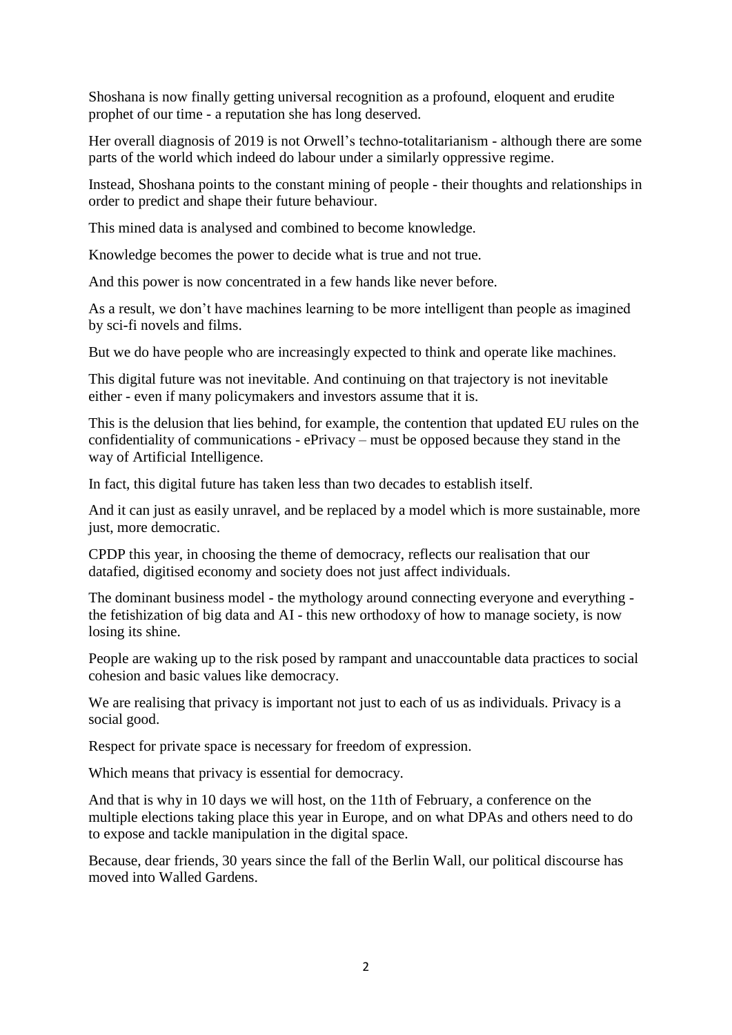Shoshana is now finally getting universal recognition as a profound, eloquent and erudite prophet of our time - a reputation she has long deserved.

Her overall diagnosis of 2019 is not Orwell's techno-totalitarianism - although there are some parts of the world which indeed do labour under a similarly oppressive regime.

Instead, Shoshana points to the constant mining of people - their thoughts and relationships in order to predict and shape their future behaviour.

This mined data is analysed and combined to become knowledge.

Knowledge becomes the power to decide what is true and not true.

And this power is now concentrated in a few hands like never before.

As a result, we don't have machines learning to be more intelligent than people as imagined by sci-fi novels and films.

But we do have people who are increasingly expected to think and operate like machines.

This digital future was not inevitable. And continuing on that trajectory is not inevitable either - even if many policymakers and investors assume that it is.

This is the delusion that lies behind, for example, the contention that updated EU rules on the confidentiality of communications - ePrivacy – must be opposed because they stand in the way of Artificial Intelligence.

In fact, this digital future has taken less than two decades to establish itself.

And it can just as easily unravel, and be replaced by a model which is more sustainable, more just, more democratic.

CPDP this year, in choosing the theme of democracy, reflects our realisation that our datafied, digitised economy and society does not just affect individuals.

The dominant business model - the mythology around connecting everyone and everything - the fetishization of big data and AI - this new orthodoxy of how to manage society, is now losing its shine.

People are waking up to the risk posed by rampant and unaccountable data practices to social cohesion and basic values like democracy.

We are realising that privacy is important not just to each of us as individuals. Privacy is a social good.

Respect for private space is necessary for freedom of expression.

Which means that privacy is essential for democracy.

And that is why in 10 days we will host, on the 11th of February, a conference on the multiple elections taking place this year in Europe, and on what DPAs and others need to do to expose and tackle manipulation in the digital space.

Because, dear friends, 30 years since the fall of the Berlin Wall, our political discourse has moved into Walled Gardens.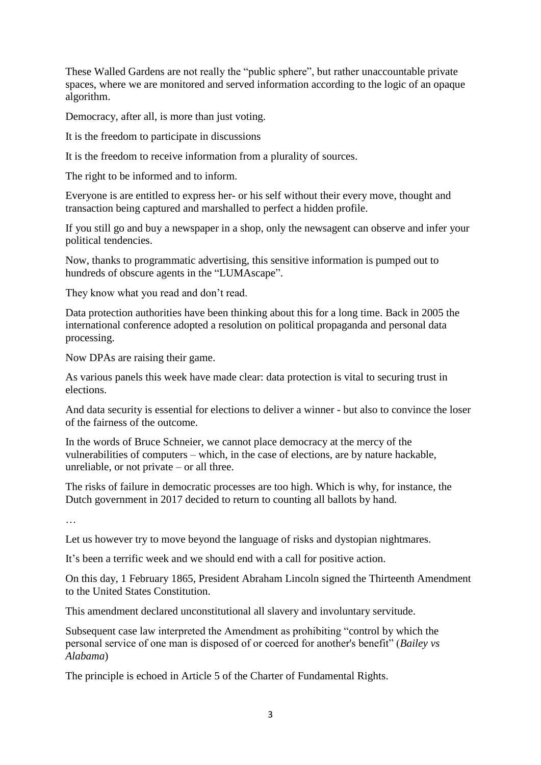These Walled Gardens are not really the "public sphere", but rather unaccountable private spaces, where we are monitored and served information according to the logic of an opaque algorithm.

Democracy, after all, is more than just voting.

It is the freedom to participate in discussions

It is the freedom to receive information from a plurality of sources.

The right to be informed and to inform.

Everyone is are entitled to express her- or his self without their every move, thought and transaction being captured and marshalled to perfect a hidden profile.

If you still go and buy a newspaper in a shop, only the newsagent can observe and infer your political tendencies.

Now, thanks to programmatic advertising, this sensitive information is pumped out to hundreds of obscure agents in the "LUMAscape".

They know what you read and don't read.

Data protection authorities have been thinking about this for a long time. Back in 2005 the international conference adopted a resolution on political propaganda and personal data processing.

Now DPAs are raising their game.

As various panels this week have made clear: data protection is vital to securing trust in elections.

And data security is essential for elections to deliver a winner - but also to convince the loser of the fairness of the outcome.

In the words of Bruce Schneier, we cannot place democracy at the mercy of the vulnerabilities of computers – which, in the case of elections, are by nature hackable, unreliable, or not private – or all three.

The risks of failure in democratic processes are too high. Which is why, for instance, the Dutch government in 2017 decided to return to counting all ballots by hand.

…

Let us however try to move beyond the language of risks and dystopian nightmares.

It's been a terrific week and we should end with a call for positive action.

On this day, 1 February 1865, President Abraham Lincoln signed the Thirteenth Amendment to the United States Constitution.

This amendment declared unconstitutional all slavery and involuntary servitude.

Subsequent case law interpreted the Amendment as prohibiting "control by which the personal service of one man is disposed of or coerced for another's benefit" (*Bailey vs Alabama*)

The principle is echoed in Article 5 of the Charter of Fundamental Rights.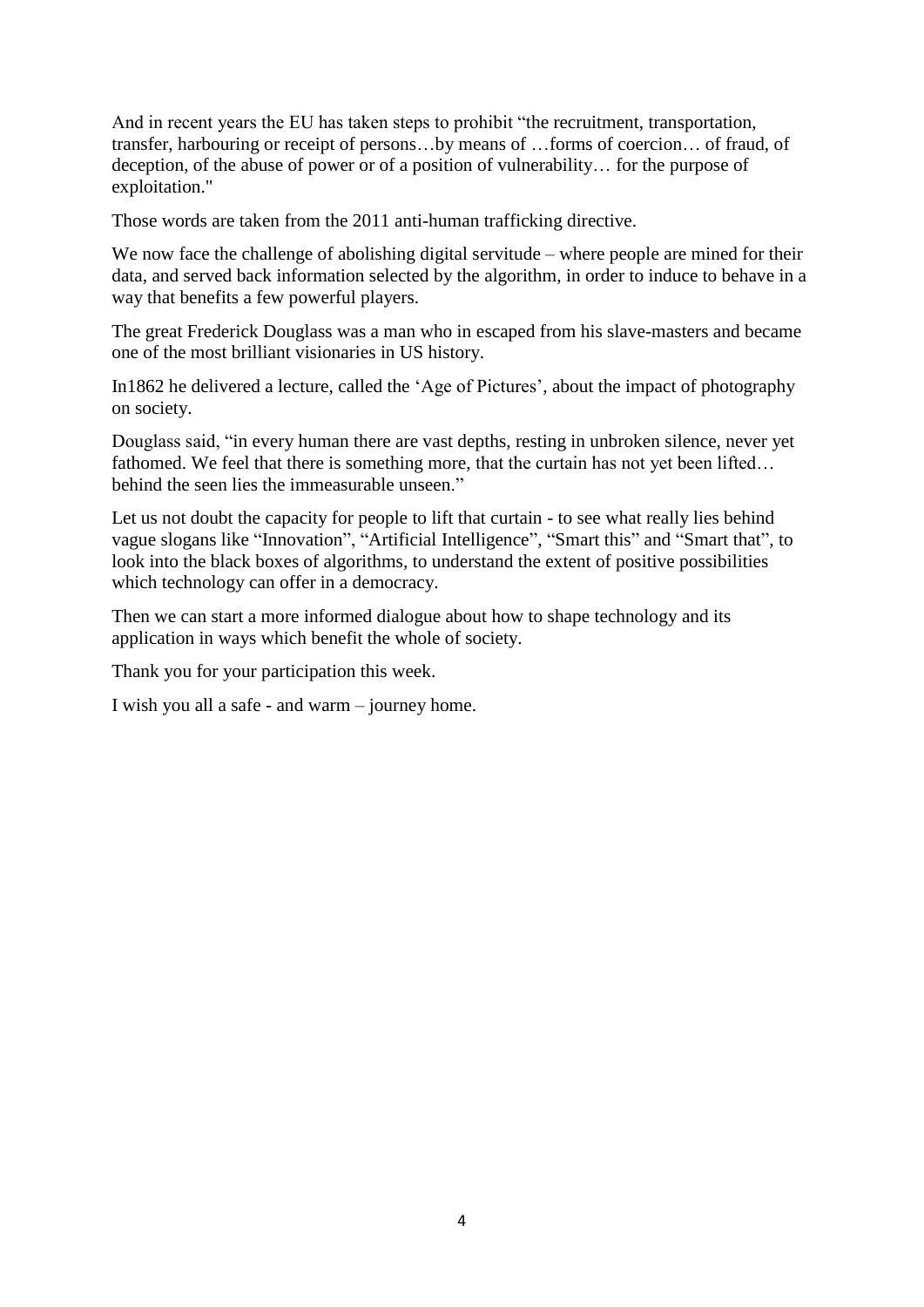And in recent years the EU has taken steps to prohibit "the recruitment, transportation, transfer, harbouring or receipt of persons…by means of …forms of coercion… of fraud, of deception, of the abuse of power or of a position of vulnerability… for the purpose of exploitation."

Those words are taken from the 2011 anti-human trafficking directive.

We now face the challenge of abolishing digital servitude – where people are mined for their data, and served back information selected by the algorithm, in order to induce to behave in a way that benefits a few powerful players.

The great Frederick Douglass was a man who in escaped from his slave-masters and became one of the most brilliant visionaries in US history.

In1862 he delivered a lecture, called the 'Age of Pictures', about the impact of photography on society.

Douglass said, "in every human there are vast depths, resting in unbroken silence, never yet fathomed. We feel that there is something more, that the curtain has not yet been lifted… behind the seen lies the immeasurable unseen."

Let us not doubt the capacity for people to lift that curtain - to see what really lies behind vague slogans like "Innovation", "Artificial Intelligence", "Smart this" and "Smart that", to look into the black boxes of algorithms, to understand the extent of positive possibilities which technology can offer in a democracy.

Then we can start a more informed dialogue about how to shape technology and its application in ways which benefit the whole of society.

Thank you for your participation this week.

I wish you all a safe - and warm – journey home.